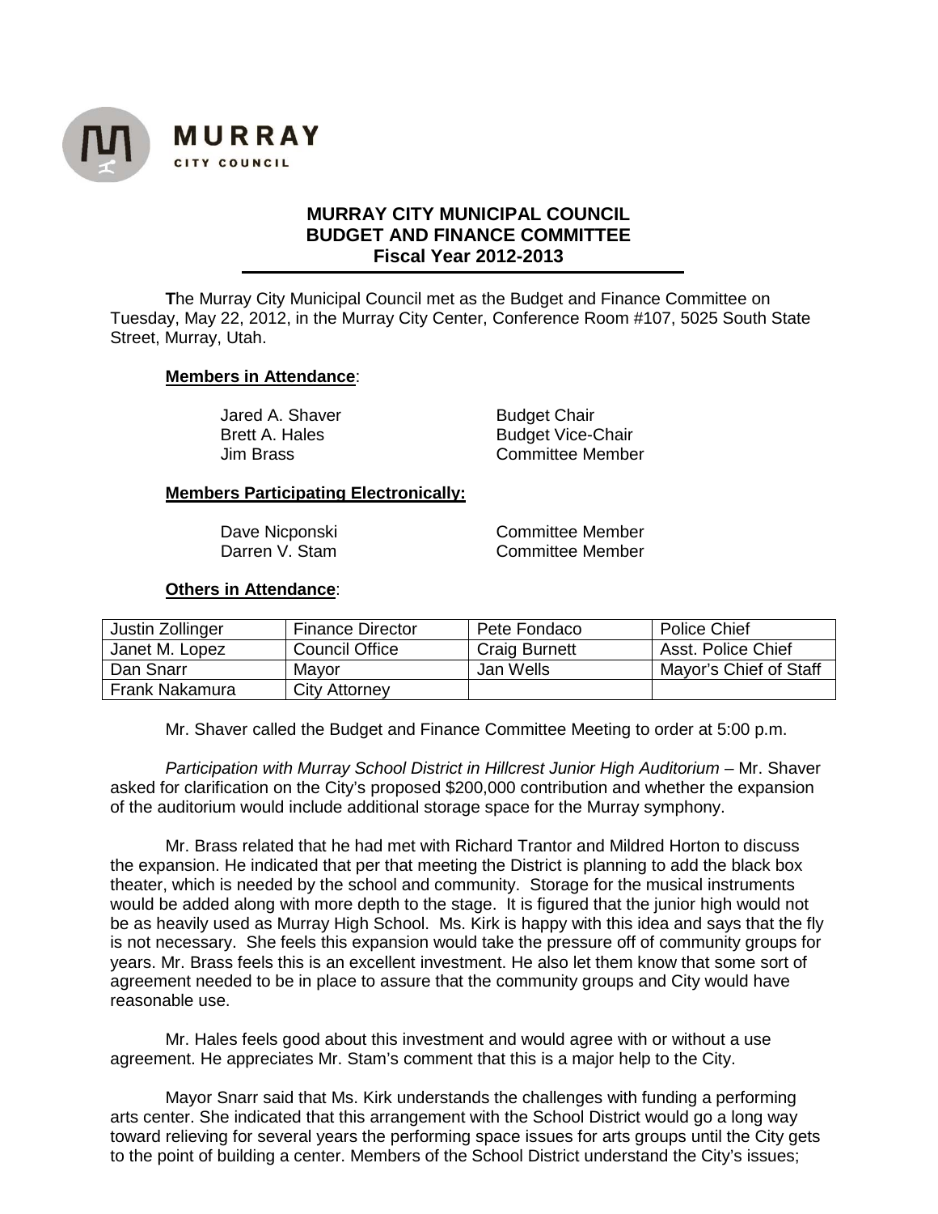**MURRAY**
CITY COUNCIL

# MURRAY CITY MUNICIPAL COUNCIL
## BUDGET AND FINANCE COMMITTEE
### Fiscal Year 2012-2013

The Murray City Municipal Council met as the Budget and Finance Committee on Tuesday, May 22, 2012, in the Murray City Center, Conference Room #107, 5025 South State Street, Murray, Utah.

**Members in Attendance**:

| | |
|---|---|
| Jared A. Shaver | Budget Chair |
| Brett A. Hales | Budget Vice-Chair |
| Jim Brass | Committee Member |

**Members Participating Electronically:**

| | |
|---|---|
| Dave Nicponski | Committee Member |
| Darren V. Stam | Committee Member |

**Others in Attendance**:

| | | | |
|---|---|---|---|
| Justin Zollinger | Finance Director | Pete Fondaco | Police Chief |
| Janet M. Lopez | Council Office | Craig Burnett | Asst. Police Chief |
| Dan Snarr | Mayor | Jan Wells | Mayor's Chief of Staff |
| Frank Nakamura | City Attorney | | |

Mr. Shaver called the Budget and Finance Committee Meeting to order at 5:00 p.m.

*Participation with Murray School District in Hillcrest Junior High Auditorium* – Mr. Shaver asked for clarification on the City's proposed $200,000 contribution and whether the expansion of the auditorium would include additional storage space for the Murray symphony.

Mr. Brass related that he had met with Richard Trantor and Mildred Horton to discuss the expansion. He indicated that per that meeting the District is planning to add the black box theater, which is needed by the school and community. Storage for the musical instruments would be added along with more depth to the stage. It is figured that the junior high would not be as heavily used as Murray High School. Ms. Kirk is happy with this idea and says that the fly is not necessary. She feels this expansion would take the pressure off of community groups for years. Mr. Brass feels this is an excellent investment. He also let them know that some sort of agreement needed to be in place to assure that the community groups and City would have reasonable use.

Mr. Hales feels good about this investment and would agree with or without a use agreement. He appreciates Mr. Stam's comment that this is a major help to the City.

Mayor Snarr said that Ms. Kirk understands the challenges with funding a performing arts center. She indicated that this arrangement with the School District would go a long way toward relieving for several years the performing space issues for arts groups until the City gets to the point of building a center. Members of the School District understand the City's issues;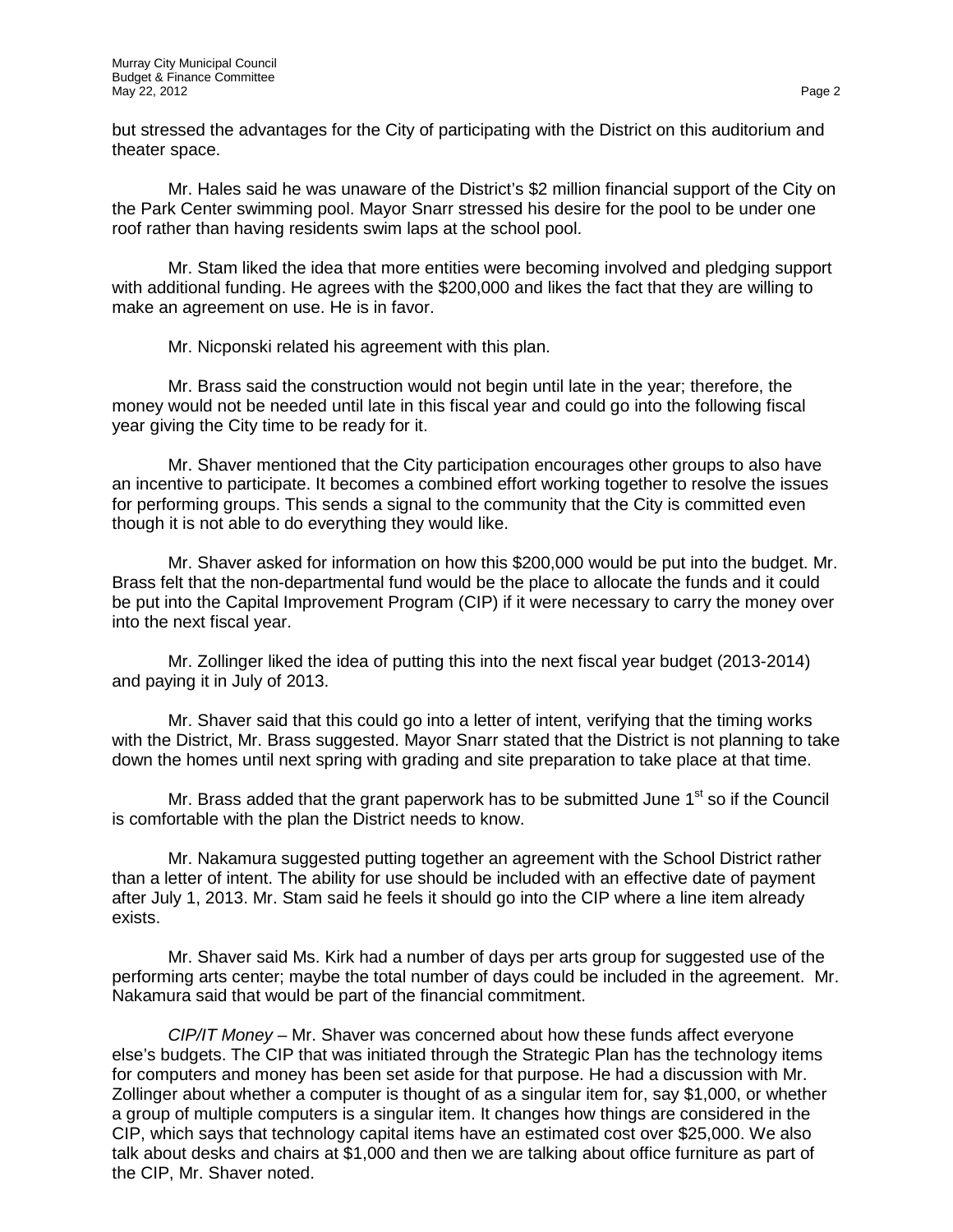but stressed the advantages for the City of participating with the District on this auditorium and theater space.

Mr. Hales said he was unaware of the District's $2 million financial support of the City on the Park Center swimming pool. Mayor Snarr stressed his desire for the pool to be under one roof rather than having residents swim laps at the school pool.

Mr. Stam liked the idea that more entities were becoming involved and pledging support with additional funding. He agrees with the $200,000 and likes the fact that they are willing to make an agreement on use. He is in favor.

Mr. Nicponski related his agreement with this plan.

Mr. Brass said the construction would not begin until late in the year; therefore, the money would not be needed until late in this fiscal year and could go into the following fiscal year giving the City time to be ready for it.

Mr. Shaver mentioned that the City participation encourages other groups to also have an incentive to participate. It becomes a combined effort working together to resolve the issues for performing groups. This sends a signal to the community that the City is committed even though it is not able to do everything they would like.

Mr. Shaver asked for information on how this $200,000 would be put into the budget. Mr. Brass felt that the non-departmental fund would be the place to allocate the funds and it could be put into the Capital Improvement Program (CIP) if it were necessary to carry the money over into the next fiscal year.

Mr. Zollinger liked the idea of putting this into the next fiscal year budget (2013-2014) and paying it in July of 2013.

Mr. Shaver said that this could go into a letter of intent, verifying that the timing works with the District, Mr. Brass suggested. Mayor Snarr stated that the District is not planning to take down the homes until next spring with grading and site preparation to take place at that time.

Mr. Brass added that the grant paperwork has to be submitted June 1st so if the Council is comfortable with the plan the District needs to know.

Mr. Nakamura suggested putting together an agreement with the School District rather than a letter of intent. The ability for use should be included with an effective date of payment after July 1, 2013. Mr. Stam said he feels it should go into the CIP where a line item already exists.

Mr. Shaver said Ms. Kirk had a number of days per arts group for suggested use of the performing arts center; maybe the total number of days could be included in the agreement. Mr. Nakamura said that would be part of the financial commitment.

*CIP/IT Money* – Mr. Shaver was concerned about how these funds affect everyone else's budgets. The CIP that was initiated through the Strategic Plan has the technology items for computers and money has been set aside for that purpose. He had a discussion with Mr. Zollinger about whether a computer is thought of as a singular item for, say $1,000, or whether a group of multiple computers is a singular item. It changes how things are considered in the CIP, which says that technology capital items have an estimated cost over $25,000. We also talk about desks and chairs at $1,000 and then we are talking about office furniture as part of the CIP, Mr. Shaver noted.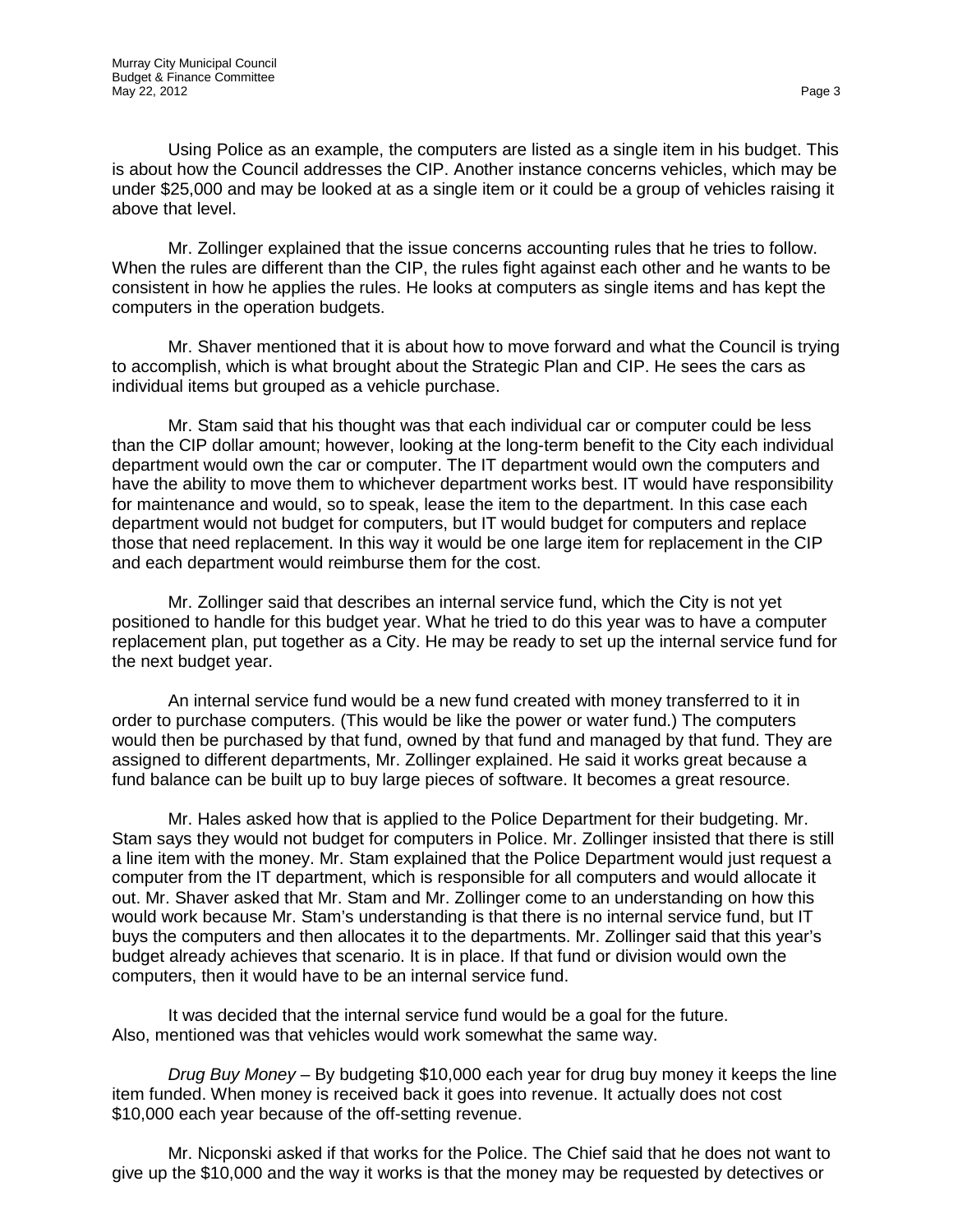Using Police as an example, the computers are listed as a single item in his budget. This is about how the Council addresses the CIP. Another instance concerns vehicles, which may be under $25,000 and may be looked at as a single item or it could be a group of vehicles raising it above that level.

Mr. Zollinger explained that the issue concerns accounting rules that he tries to follow. When the rules are different than the CIP, the rules fight against each other and he wants to be consistent in how he applies the rules. He looks at computers as single items and has kept the computers in the operation budgets.

Mr. Shaver mentioned that it is about how to move forward and what the Council is trying to accomplish, which is what brought about the Strategic Plan and CIP. He sees the cars as individual items but grouped as a vehicle purchase.

Mr. Stam said that his thought was that each individual car or computer could be less than the CIP dollar amount; however, looking at the long-term benefit to the City each individual department would own the car or computer. The IT department would own the computers and have the ability to move them to whichever department works best. IT would have responsibility for maintenance and would, so to speak, lease the item to the department. In this case each department would not budget for computers, but IT would budget for computers and replace those that need replacement. In this way it would be one large item for replacement in the CIP and each department would reimburse them for the cost.

Mr. Zollinger said that describes an internal service fund, which the City is not yet positioned to handle for this budget year. What he tried to do this year was to have a computer replacement plan, put together as a City. He may be ready to set up the internal service fund for the next budget year.

An internal service fund would be a new fund created with money transferred to it in order to purchase computers. (This would be like the power or water fund.) The computers would then be purchased by that fund, owned by that fund and managed by that fund. They are assigned to different departments, Mr. Zollinger explained. He said it works great because a fund balance can be built up to buy large pieces of software. It becomes a great resource.

Mr. Hales asked how that is applied to the Police Department for their budgeting. Mr. Stam says they would not budget for computers in Police. Mr. Zollinger insisted that there is still a line item with the money. Mr. Stam explained that the Police Department would just request a computer from the IT department, which is responsible for all computers and would allocate it out. Mr. Shaver asked that Mr. Stam and Mr. Zollinger come to an understanding on how this would work because Mr. Stam's understanding is that there is no internal service fund, but IT buys the computers and then allocates it to the departments. Mr. Zollinger said that this year's budget already achieves that scenario. It is in place. If that fund or division would own the computers, then it would have to be an internal service fund.

It was decided that the internal service fund would be a goal for the future. Also, mentioned was that vehicles would work somewhat the same way.

*Drug Buy Money* – By budgeting $10,000 each year for drug buy money it keeps the line item funded. When money is received back it goes into revenue. It actually does not cost $10,000 each year because of the off-setting revenue.

Mr. Nicponski asked if that works for the Police. The Chief said that he does not want to give up the $10,000 and the way it works is that the money may be requested by detectives or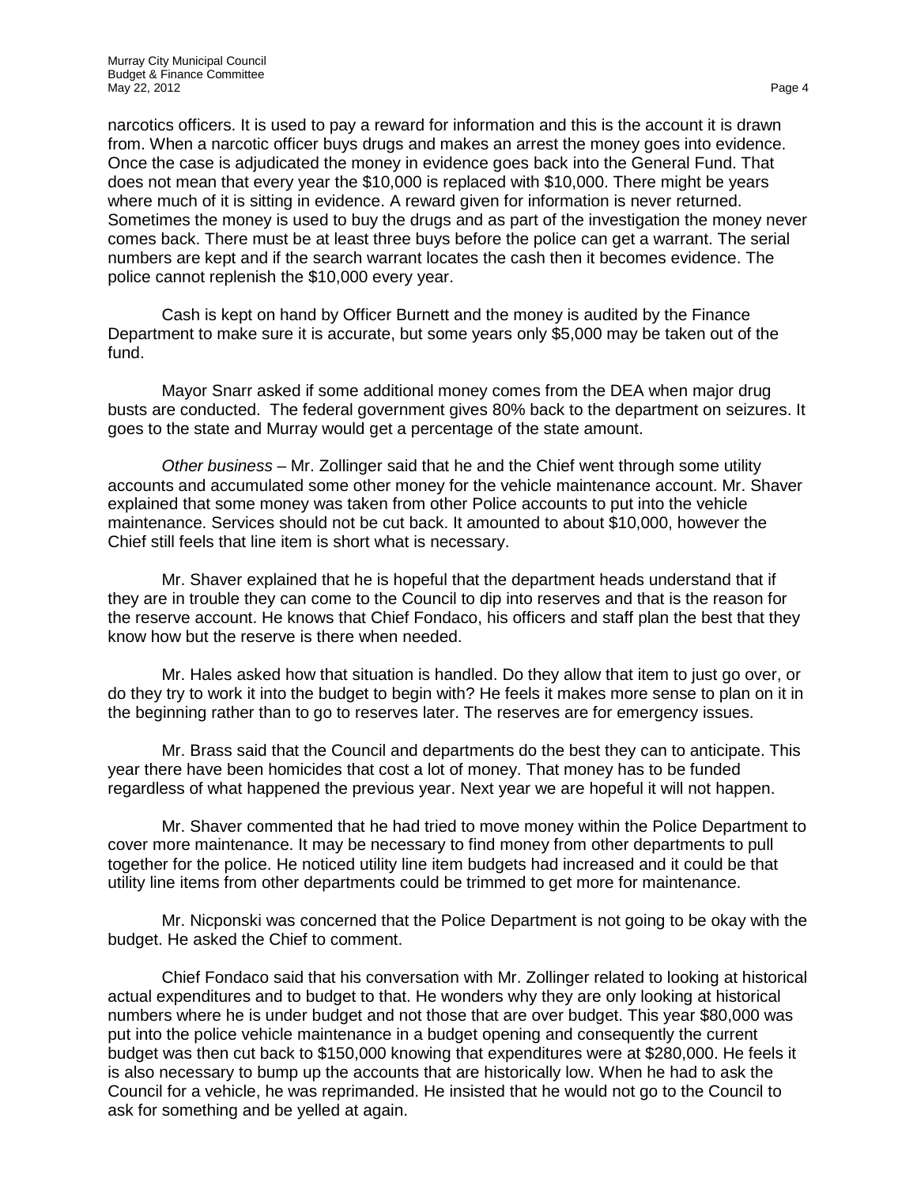narcotics officers. It is used to pay a reward for information and this is the account it is drawn from. When a narcotic officer buys drugs and makes an arrest the money goes into evidence. Once the case is adjudicated the money in evidence goes back into the General Fund. That does not mean that every year the $10,000 is replaced with $10,000. There might be years where much of it is sitting in evidence. A reward given for information is never returned. Sometimes the money is used to buy the drugs and as part of the investigation the money never comes back. There must be at least three buys before the police can get a warrant. The serial numbers are kept and if the search warrant locates the cash then it becomes evidence. The police cannot replenish the $10,000 every year.

Cash is kept on hand by Officer Burnett and the money is audited by the Finance Department to make sure it is accurate, but some years only $5,000 may be taken out of the fund.

Mayor Snarr asked if some additional money comes from the DEA when major drug busts are conducted. The federal government gives 80% back to the department on seizures. It goes to the state and Murray would get a percentage of the state amount.

*Other business* – Mr. Zollinger said that he and the Chief went through some utility accounts and accumulated some other money for the vehicle maintenance account. Mr. Shaver explained that some money was taken from other Police accounts to put into the vehicle maintenance. Services should not be cut back. It amounted to about $10,000, however the Chief still feels that line item is short what is necessary.

Mr. Shaver explained that he is hopeful that the department heads understand that if they are in trouble they can come to the Council to dip into reserves and that is the reason for the reserve account. He knows that Chief Fondaco, his officers and staff plan the best that they know how but the reserve is there when needed.

Mr. Hales asked how that situation is handled. Do they allow that item to just go over, or do they try to work it into the budget to begin with? He feels it makes more sense to plan on it in the beginning rather than to go to reserves later. The reserves are for emergency issues.

Mr. Brass said that the Council and departments do the best they can to anticipate. This year there have been homicides that cost a lot of money. That money has to be funded regardless of what happened the previous year. Next year we are hopeful it will not happen.

Mr. Shaver commented that he had tried to move money within the Police Department to cover more maintenance. It may be necessary to find money from other departments to pull together for the police. He noticed utility line item budgets had increased and it could be that utility line items from other departments could be trimmed to get more for maintenance.

Mr. Nicponski was concerned that the Police Department is not going to be okay with the budget. He asked the Chief to comment.

Chief Fondaco said that his conversation with Mr. Zollinger related to looking at historical actual expenditures and to budget to that. He wonders why they are only looking at historical numbers where he is under budget and not those that are over budget. This year $80,000 was put into the police vehicle maintenance in a budget opening and consequently the current budget was then cut back to $150,000 knowing that expenditures were at $280,000. He feels it is also necessary to bump up the accounts that are historically low. When he had to ask the Council for a vehicle, he was reprimanded. He insisted that he would not go to the Council to ask for something and be yelled at again.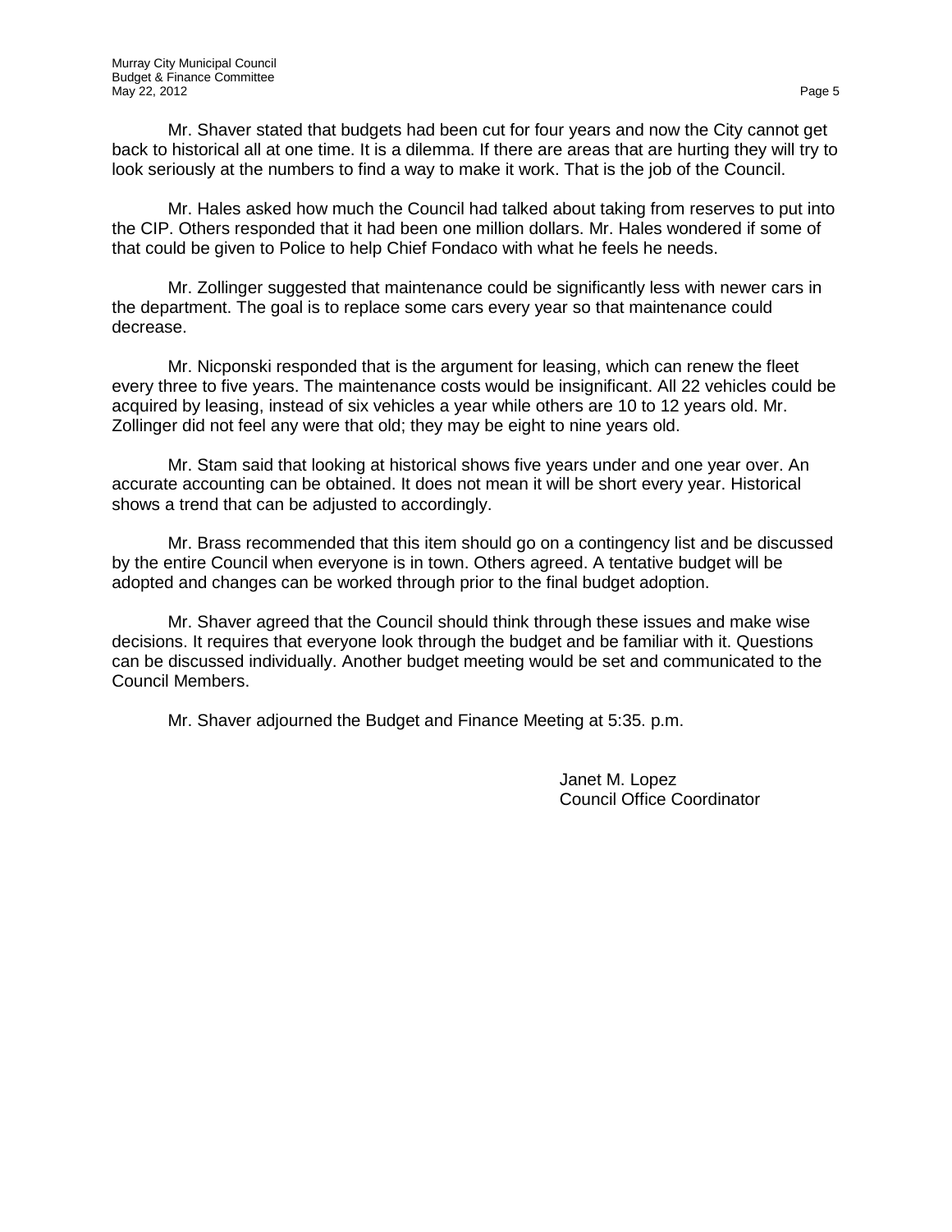Mr. Shaver stated that budgets had been cut for four years and now the City cannot get back to historical all at one time. It is a dilemma. If there are areas that are hurting they will try to look seriously at the numbers to find a way to make it work. That is the job of the Council.

Mr. Hales asked how much the Council had talked about taking from reserves to put into the CIP. Others responded that it had been one million dollars. Mr. Hales wondered if some of that could be given to Police to help Chief Fondaco with what he feels he needs.

Mr. Zollinger suggested that maintenance could be significantly less with newer cars in the department. The goal is to replace some cars every year so that maintenance could decrease.

Mr. Nicponski responded that is the argument for leasing, which can renew the fleet every three to five years. The maintenance costs would be insignificant. All 22 vehicles could be acquired by leasing, instead of six vehicles a year while others are 10 to 12 years old. Mr. Zollinger did not feel any were that old; they may be eight to nine years old.

Mr. Stam said that looking at historical shows five years under and one year over. An accurate accounting can be obtained. It does not mean it will be short every year. Historical shows a trend that can be adjusted to accordingly.

Mr. Brass recommended that this item should go on a contingency list and be discussed by the entire Council when everyone is in town. Others agreed. A tentative budget will be adopted and changes can be worked through prior to the final budget adoption.

Mr. Shaver agreed that the Council should think through these issues and make wise decisions. It requires that everyone look through the budget and be familiar with it. Questions can be discussed individually. Another budget meeting would be set and communicated to the Council Members.

Mr. Shaver adjourned the Budget and Finance Meeting at 5:35. p.m.

Janet M. Lopez
Council Office Coordinator